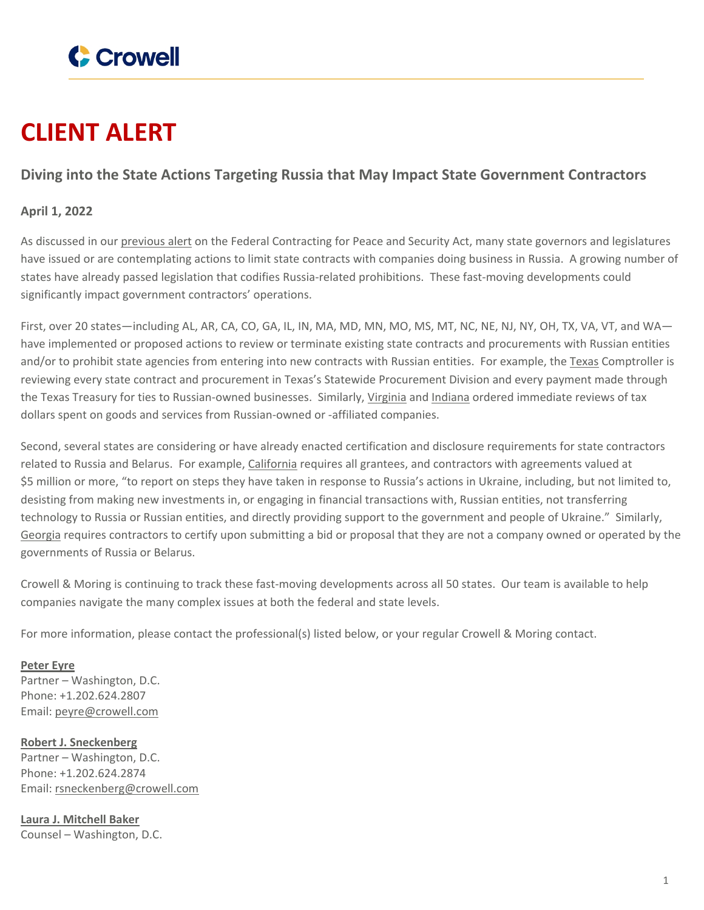Crowell

# CLIENT ALERT

## Diving into the State Actions Targeting Russia that May Impact State Government Contractors

**April 1, 2022**

As discussed in our previous alert on the Federal Contracting for Peace and Security Act, many state governors and legislatures have issued or are contemplating actions to limit state contracts with companies doing business in Russia. A growing number of states have already passed legislation that codifies Russia-related prohibitions. These fast-moving developments could significantly impact government contractors' operations.

First, over 20 states—including AL, AR, CA, CO, GA, IL, IN, MA, MD, MN, MO, MS, MT, NC, NE, NJ, NY, OH, TX, VA, VT, and WA—have implemented or proposed actions to review or terminate existing state contracts and procurements with Russian entities and/or to prohibit state agencies from entering into new contracts with Russian entities. For example, the Texas Comptroller is reviewing every state contract and procurement in Texas's Statewide Procurement Division and every payment made through the Texas Treasury for ties to Russian-owned businesses. Similarly, Virginia and Indiana ordered immediate reviews of tax dollars spent on goods and services from Russian-owned or -affiliated companies.

Second, several states are considering or have already enacted certification and disclosure requirements for state contractors related to Russia and Belarus. For example, California requires all grantees, and contractors with agreements valued at $5 million or more, "to report on steps they have taken in response to Russia's actions in Ukraine, including, but not limited to, desisting from making new investments in, or engaging in financial transactions with, Russian entities, not transferring technology to Russia or Russian entities, and directly providing support to the government and people of Ukraine." Similarly, Georgia requires contractors to certify upon submitting a bid or proposal that they are not a company owned or operated by the governments of Russia or Belarus.

Crowell & Moring is continuing to track these fast-moving developments across all 50 states. Our team is available to help companies navigate the many complex issues at both the federal and state levels.

For more information, please contact the professional(s) listed below, or your regular Crowell & Moring contact.

**Peter Eyre**
Partner – Washington, D.C.
Phone: +1.202.624.2807
Email: peyre@crowell.com

**Robert J. Sneckenberg**
Partner – Washington, D.C.
Phone: +1.202.624.2874
Email: rsneckenberg@crowell.com

**Laura J. Mitchell Baker**
Counsel – Washington, D.C.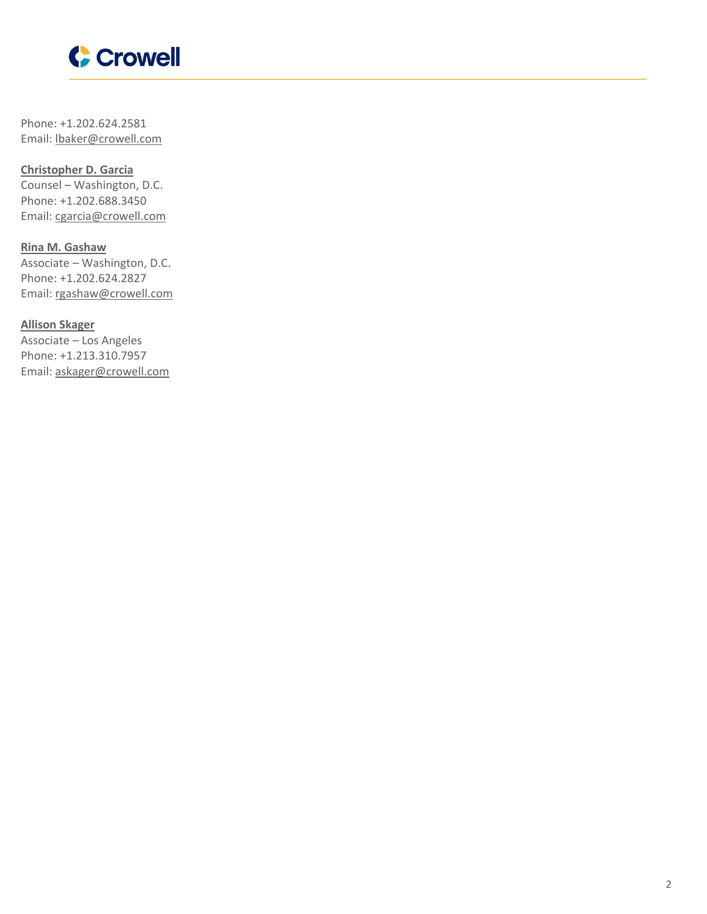Phone: +1.202.624.2581
Email: lbaker@crowell.com

**Christopher D. Garcia**
Counsel – Washington, D.C.
Phone: +1.202.688.3450
Email: cgarcia@crowell.com

**Rina M. Gashaw**
Associate – Washington, D.C.
Phone: +1.202.624.2827
Email: rgashaw@crowell.com

**Allison Skager**
Associate – Los Angeles
Phone: +1.213.310.7957
Email: askager@crowell.com